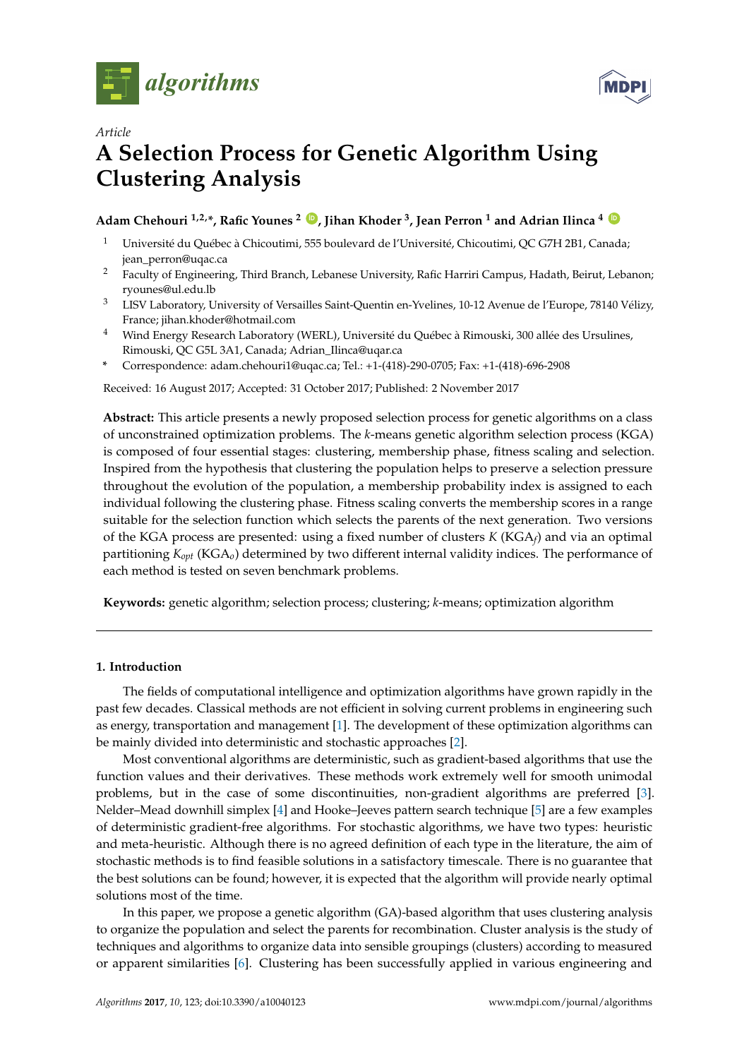*Article*

# A Selection Process for Genetic Algorithm Using Clustering Analysis

**Adam Chehouri [1,2,*], Rafic Younes [2], Jihan Khoder [3], Jean Perron [1] and Adrian Ilinca [4]**

1. Université du Québec à Chicoutimi, 555 boulevard de l'Université, Chicoutimi, QC G7H 2B1, Canada; jean_perron@uqac.ca
2. Faculty of Engineering, Third Branch, Lebanese University, Rafic Harriri Campus, Hadath, Beirut, Lebanon; ryounes@ul.edu.lb
3. LISV Laboratory, University of Versailles Saint-Quentin en-Yvelines, 10-12 Avenue de l'Europe, 78140 Vélizy, France; jihan.khoder@hotmail.com
4. Wind Energy Research Laboratory (WERL), Université du Québec à Rimouski, 300 allée des Ursulines, Rimouski, QC G5L 3A1, Canada; Adrian_Ilinca@uqar.ca

\* Correspondence: adam.chehouri1@uqac.ca; Tel.: +1-(418)-290-0705; Fax: +1-(418)-696-2908

Received: 16 August 2017; Accepted: 31 October 2017; Published: 2 November 2017

**Abstract:** This article presents a newly proposed selection process for genetic algorithms on a class of unconstrained optimization problems. The *k*-means genetic algorithm selection process (KGA) is composed of four essential stages: clustering, membership phase, fitness scaling and selection. Inspired from the hypothesis that clustering the population helps to preserve a selection pressure throughout the evolution of the population, a membership probability index is assigned to each individual following the clustering phase. Fitness scaling converts the membership scores in a range suitable for the selection function which selects the parents of the next generation. Two versions of the KGA process are presented: using a fixed number of clusters $K$ ($KGA_f$) and via an optimal partitioning $K_{opt}$ ($KGA_o$) determined by two different internal validity indices. The performance of each method is tested on seven benchmark problems.

**Keywords:** genetic algorithm; selection process; clustering; *k*-means; optimization algorithm

## 1. Introduction

The fields of computational intelligence and optimization algorithms have grown rapidly in the past few decades. Classical methods are not efficient in solving current problems in engineering such as energy, transportation and management [1]. The development of these optimization algorithms can be mainly divided into deterministic and stochastic approaches [2].

Most conventional algorithms are deterministic, such as gradient-based algorithms that use the function values and their derivatives. These methods work extremely well for smooth unimodal problems, but in the case of some discontinuities, non-gradient algorithms are preferred [3]. Nelder–Mead downhill simplex [4] and Hooke–Jeeves pattern search technique [5] are a few examples of deterministic gradient-free algorithms. For stochastic algorithms, we have two types: heuristic and meta-heuristic. Although there is no agreed definition of each type in the literature, the aim of stochastic methods is to find feasible solutions in a satisfactory timescale. There is no guarantee that the best solutions can be found; however, it is expected that the algorithm will provide nearly optimal solutions most of the time.

In this paper, we propose a genetic algorithm (GA)-based algorithm that uses clustering analysis to organize the population and select the parents for recombination. Cluster analysis is the study of techniques and algorithms to organize data into sensible groupings (clusters) according to measured or apparent similarities [6]. Clustering has been successfully applied in various engineering and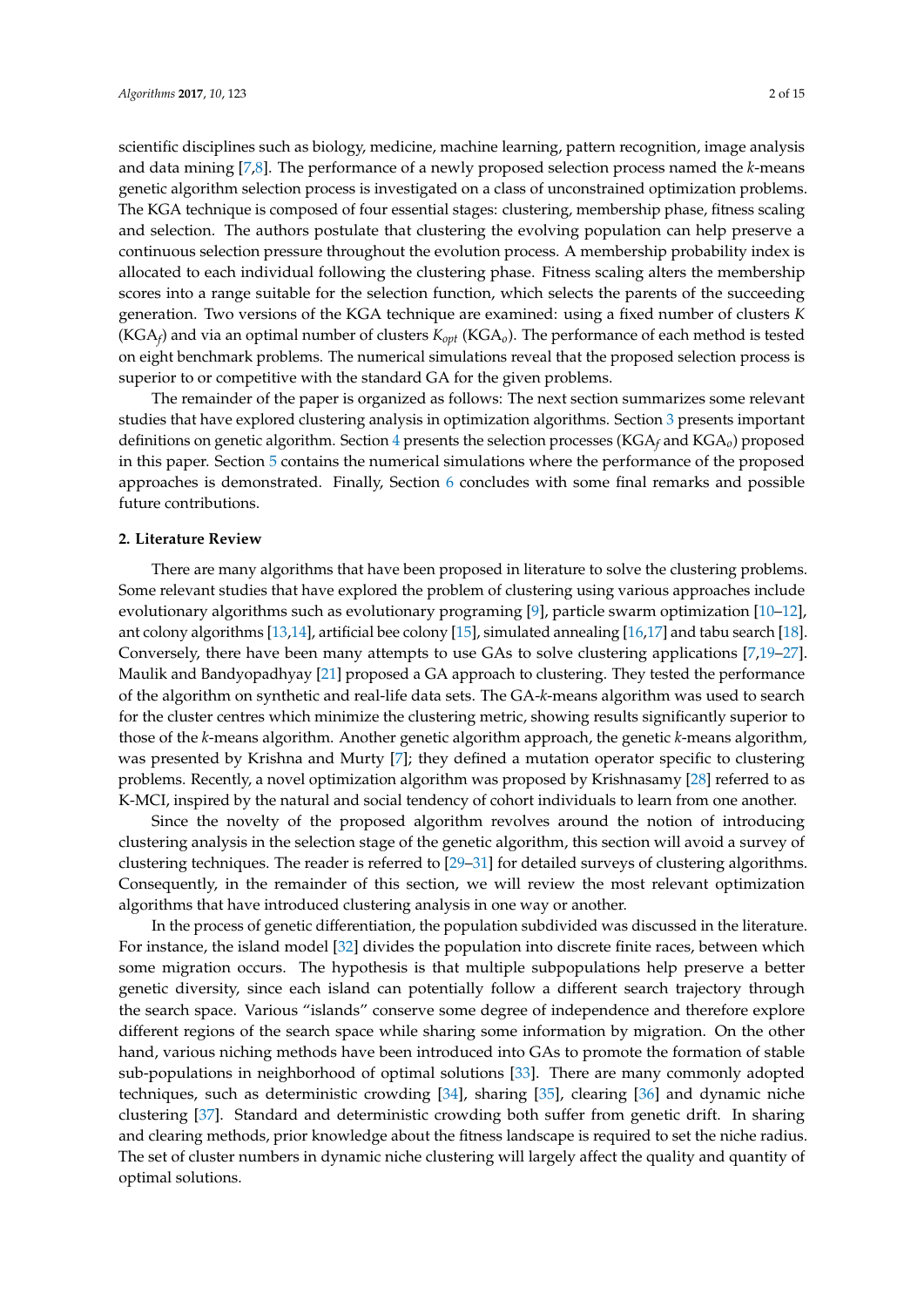scientific disciplines such as biology, medicine, machine learning, pattern recognition, image analysis and data mining [7,8]. The performance of a newly proposed selection process named the *k*-means genetic algorithm selection process is investigated on a class of unconstrained optimization problems. The KGA technique is composed of four essential stages: clustering, membership phase, fitness scaling and selection. The authors postulate that clustering the evolving population can help preserve a continuous selection pressure throughout the evolution process. A membership probability index is allocated to each individual following the clustering phase. Fitness scaling alters the membership scores into a range suitable for the selection function, which selects the parents of the succeeding generation. Two versions of the KGA technique are examined: using a fixed number of clusters $K$ ($KGA_f$) and via an optimal number of clusters $K_{opt}$ ($KGA_o$). The performance of each method is tested on eight benchmark problems. The numerical simulations reveal that the proposed selection process is superior to or competitive with the standard GA for the given problems.

The remainder of the paper is organized as follows: The next section summarizes some relevant studies that have explored clustering analysis in optimization algorithms. Section 3 presents important definitions on genetic algorithm. Section 4 presents the selection processes ($KGA_f$ and $KGA_o$) proposed in this paper. Section 5 contains the numerical simulations where the performance of the proposed approaches is demonstrated. Finally, Section 6 concludes with some final remarks and possible future contributions.

## 2. Literature Review

There are many algorithms that have been proposed in literature to solve the clustering problems. Some relevant studies that have explored the problem of clustering using various approaches include evolutionary algorithms such as evolutionary programing [9], particle swarm optimization [10–12], ant colony algorithms [13,14], artificial bee colony [15], simulated annealing [16,17] and tabu search [18]. Conversely, there have been many attempts to use GAs to solve clustering applications [7,19–27]. Maulik and Bandyopadhyay [21] proposed a GA approach to clustering. They tested the performance of the algorithm on synthetic and real-life data sets. The GA-*k*-means algorithm was used to search for the cluster centres which minimize the clustering metric, showing results significantly superior to those of the *k*-means algorithm. Another genetic algorithm approach, the genetic *k*-means algorithm, was presented by Krishna and Murty [7]; they defined a mutation operator specific to clustering problems. Recently, a novel optimization algorithm was proposed by Krishnasamy [28] referred to as K-MCI, inspired by the natural and social tendency of cohort individuals to learn from one another.

Since the novelty of the proposed algorithm revolves around the notion of introducing clustering analysis in the selection stage of the genetic algorithm, this section will avoid a survey of clustering techniques. The reader is referred to [29–31] for detailed surveys of clustering algorithms. Consequently, in the remainder of this section, we will review the most relevant optimization algorithms that have introduced clustering analysis in one way or another.

In the process of genetic differentiation, the population subdivided was discussed in the literature. For instance, the island model [32] divides the population into discrete finite races, between which some migration occurs. The hypothesis is that multiple subpopulations help preserve a better genetic diversity, since each island can potentially follow a different search trajectory through the search space. Various "islands" conserve some degree of independence and therefore explore different regions of the search space while sharing some information by migration. On the other hand, various niching methods have been introduced into GAs to promote the formation of stable sub-populations in neighborhood of optimal solutions [33]. There are many commonly adopted techniques, such as deterministic crowding [34], sharing [35], clearing [36] and dynamic niche clustering [37]. Standard and deterministic crowding both suffer from genetic drift. In sharing and clearing methods, prior knowledge about the fitness landscape is required to set the niche radius. The set of cluster numbers in dynamic niche clustering will largely affect the quality and quantity of optimal solutions.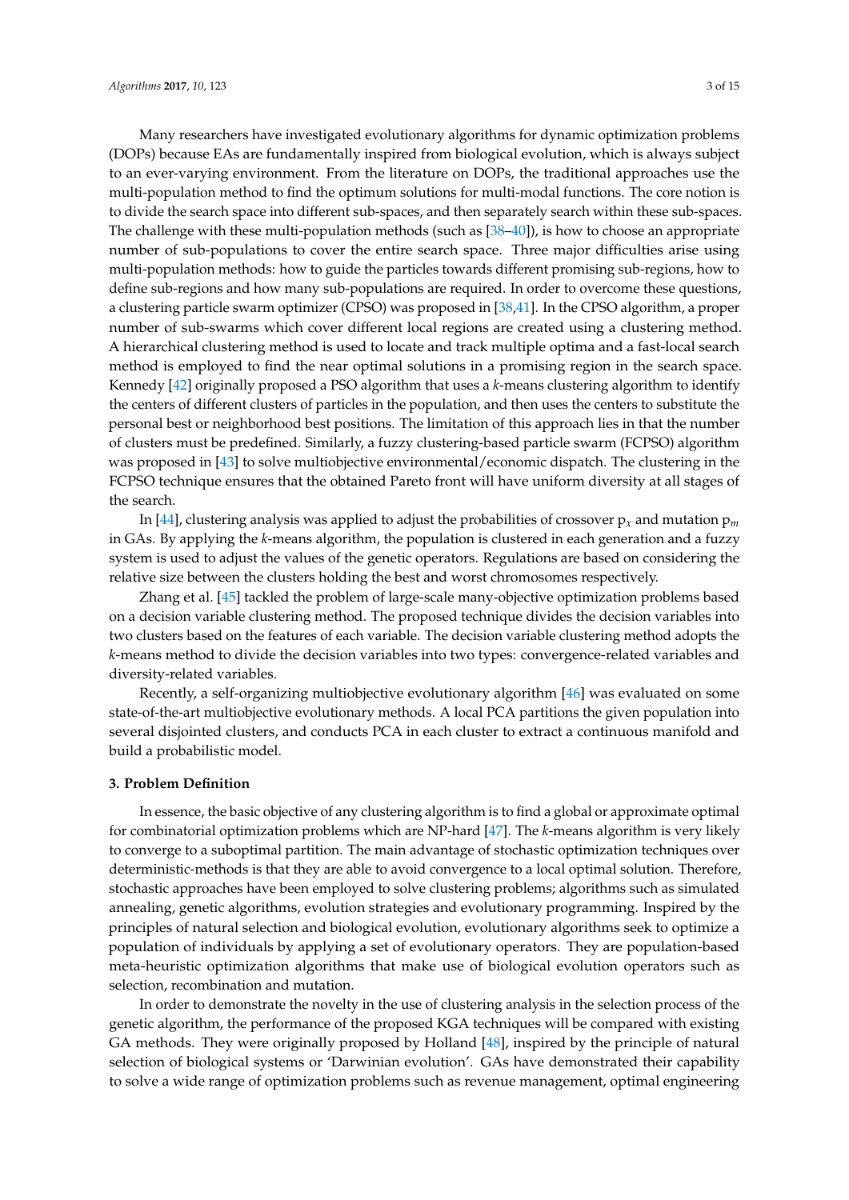Many researchers have investigated evolutionary algorithms for dynamic optimization problems (DOPs) because EAs are fundamentally inspired from biological evolution, which is always subject to an ever-varying environment. From the literature on DOPs, the traditional approaches use the multi-population method to find the optimum solutions for multi-modal functions. The core notion is to divide the search space into different sub-spaces, and then separately search within these sub-spaces. The challenge with these multi-population methods (such as [38–40]), is how to choose an appropriate number of sub-populations to cover the entire search space. Three major difficulties arise using multi-population methods: how to guide the particles towards different promising sub-regions, how to define sub-regions and how many sub-populations are required. In order to overcome these questions, a clustering particle swarm optimizer (CPSO) was proposed in [38,41]. In the CPSO algorithm, a proper number of sub-swarms which cover different local regions are created using a clustering method. A hierarchical clustering method is used to locate and track multiple optima and a fast-local search method is employed to find the near optimal solutions in a promising region in the search space. Kennedy [42] originally proposed a PSO algorithm that uses a *k*-means clustering algorithm to identify the centers of different clusters of particles in the population, and then uses the centers to substitute the personal best or neighborhood best positions. The limitation of this approach lies in that the number of clusters must be predefined. Similarly, a fuzzy clustering-based particle swarm (FCPSO) algorithm was proposed in [43] to solve multiobjective environmental/economic dispatch. The clustering in the FCPSO technique ensures that the obtained Pareto front will have uniform diversity at all stages of the search.

In [44], clustering analysis was applied to adjust the probabilities of crossover $p_x$ and mutation $p_m$ in GAs. By applying the *k*-means algorithm, the population is clustered in each generation and a fuzzy system is used to adjust the values of the genetic operators. Regulations are based on considering the relative size between the clusters holding the best and worst chromosomes respectively.

Zhang et al. [45] tackled the problem of large-scale many-objective optimization problems based on a decision variable clustering method. The proposed technique divides the decision variables into two clusters based on the features of each variable. The decision variable clustering method adopts the *k*-means method to divide the decision variables into two types: convergence-related variables and diversity-related variables.

Recently, a self-organizing multiobjective evolutionary algorithm [46] was evaluated on some state-of-the-art multiobjective evolutionary methods. A local PCA partitions the given population into several disjointed clusters, and conducts PCA in each cluster to extract a continuous manifold and build a probabilistic model.

## 3. Problem Definition

In essence, the basic objective of any clustering algorithm is to find a global or approximate optimal for combinatorial optimization problems which are NP-hard [47]. The *k*-means algorithm is very likely to converge to a suboptimal partition. The main advantage of stochastic optimization techniques over deterministic-methods is that they are able to avoid convergence to a local optimal solution. Therefore, stochastic approaches have been employed to solve clustering problems; algorithms such as simulated annealing, genetic algorithms, evolution strategies and evolutionary programming. Inspired by the principles of natural selection and biological evolution, evolutionary algorithms seek to optimize a population of individuals by applying a set of evolutionary operators. They are population-based meta-heuristic optimization algorithms that make use of biological evolution operators such as selection, recombination and mutation.

In order to demonstrate the novelty in the use of clustering analysis in the selection process of the genetic algorithm, the performance of the proposed KGA techniques will be compared with existing GA methods. They were originally proposed by Holland [48], inspired by the principle of natural selection of biological systems or 'Darwinian evolution'. GAs have demonstrated their capability to solve a wide range of optimization problems such as revenue management, optimal engineering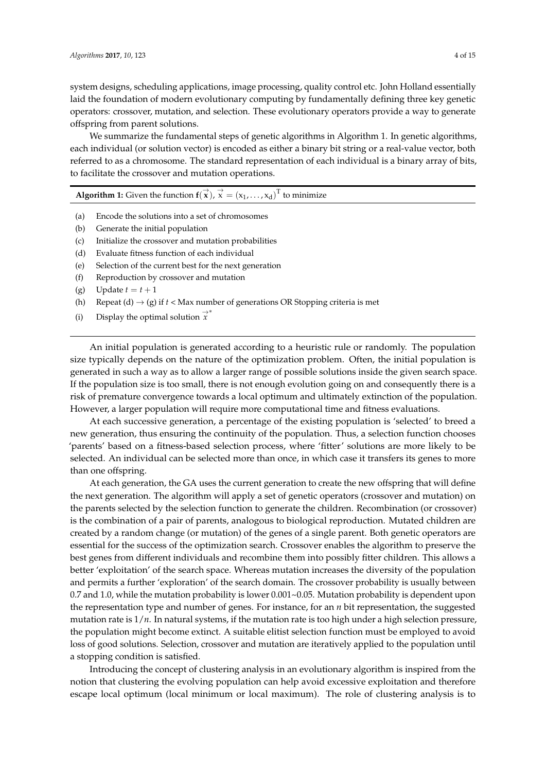system designs, scheduling applications, image processing, quality control etc. John Holland essentially laid the foundation of modern evolutionary computing by fundamentally defining three key genetic operators: crossover, mutation, and selection. These evolutionary operators provide a way to generate offspring from parent solutions.

We summarize the fundamental steps of genetic algorithms in Algorithm 1. In genetic algorithms, each individual (or solution vector) is encoded as either a binary bit string or a real-value vector, both referred to as a chromosome. The standard representation of each individual is a binary array of bits, to facilitate the crossover and mutation operations.

**Algorithm 1:** Given the function $\mathbf{f}(\vec{\mathbf{x}})$, $\vec{\mathrm{x}} = (\mathrm{x}_1, \ldots, \mathrm{x}_\mathrm{d})^\mathrm{T}$ to minimize

(a) Encode the solutions into a set of chromosomes
(b) Generate the initial population
(c) Initialize the crossover and mutation probabilities
(d) Evaluate fitness function of each individual
(e) Selection of the current best for the next generation
(f) Reproduction by crossover and mutation
(g) Update $t = t + 1$
(h) Repeat (d) $\rightarrow$ (g) if $t$ < Max number of generations OR Stopping criteria is met
(i) Display the optimal solution $\vec{x}^*$

An initial population is generated according to a heuristic rule or randomly. The population size typically depends on the nature of the optimization problem. Often, the initial population is generated in such a way as to allow a larger range of possible solutions inside the given search space. If the population size is too small, there is not enough evolution going on and consequently there is a risk of premature convergence towards a local optimum and ultimately extinction of the population. However, a larger population will require more computational time and fitness evaluations.

At each successive generation, a percentage of the existing population is 'selected' to breed a new generation, thus ensuring the continuity of the population. Thus, a selection function chooses 'parents' based on a fitness-based selection process, where 'fitter' solutions are more likely to be selected. An individual can be selected more than once, in which case it transfers its genes to more than one offspring.

At each generation, the GA uses the current generation to create the new offspring that will define the next generation. The algorithm will apply a set of genetic operators (crossover and mutation) on the parents selected by the selection function to generate the children. Recombination (or crossover) is the combination of a pair of parents, analogous to biological reproduction. Mutated children are created by a random change (or mutation) of the genes of a single parent. Both genetic operators are essential for the success of the optimization search. Crossover enables the algorithm to preserve the best genes from different individuals and recombine them into possibly fitter children. This allows a better 'exploitation' of the search space. Whereas mutation increases the diversity of the population and permits a further 'exploration' of the search domain. The crossover probability is usually between 0.7 and 1.0, while the mutation probability is lower 0.001~0.05. Mutation probability is dependent upon the representation type and number of genes. For instance, for an $n$ bit representation, the suggested mutation rate is $1/n$. In natural systems, if the mutation rate is too high under a high selection pressure, the population might become extinct. A suitable elitist selection function must be employed to avoid loss of good solutions. Selection, crossover and mutation are iteratively applied to the population until a stopping condition is satisfied.

Introducing the concept of clustering analysis in an evolutionary algorithm is inspired from the notion that clustering the evolving population can help avoid excessive exploitation and therefore escape local optimum (local minimum or local maximum). The role of clustering analysis is to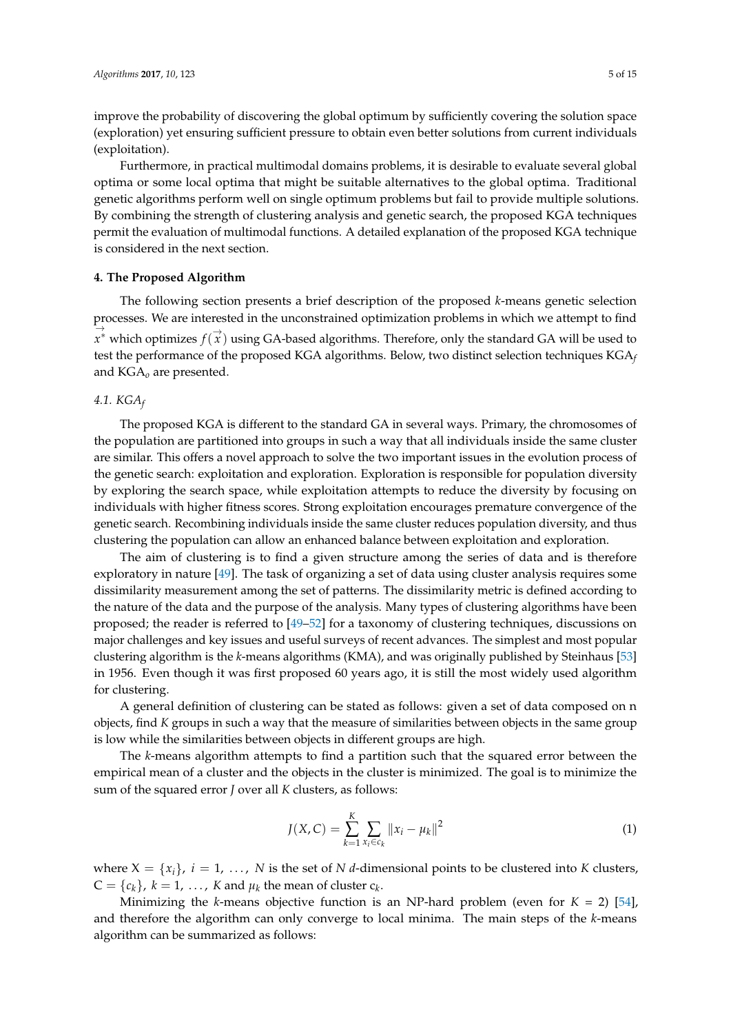improve the probability of discovering the global optimum by sufficiently covering the solution space (exploration) yet ensuring sufficient pressure to obtain even better solutions from current individuals (exploitation).

Furthermore, in practical multimodal domains problems, it is desirable to evaluate several global optima or some local optima that might be suitable alternatives to the global optima. Traditional genetic algorithms perform well on single optimum problems but fail to provide multiple solutions. By combining the strength of clustering analysis and genetic search, the proposed KGA techniques permit the evaluation of multimodal functions. A detailed explanation of the proposed KGA technique is considered in the next section.

## 4. The Proposed Algorithm

The following section presents a brief description of the proposed *k*-means genetic selection processes. We are interested in the unconstrained optimization problems in which we attempt to find $\vec{x}^*$ which optimizes $f(\vec{x})$ using GA-based algorithms. Therefore, only the standard GA will be used to test the performance of the proposed KGA algorithms. Below, two distinct selection techniques $KGA_f$ and $KGA_o$ are presented.

### 4.1. $KGA_f$

The proposed KGA is different to the standard GA in several ways. Primary, the chromosomes of the population are partitioned into groups in such a way that all individuals inside the same cluster are similar. This offers a novel approach to solve the two important issues in the evolution process of the genetic search: exploitation and exploration. Exploration is responsible for population diversity by exploring the search space, while exploitation attempts to reduce the diversity by focusing on individuals with higher fitness scores. Strong exploitation encourages premature convergence of the genetic search. Recombining individuals inside the same cluster reduces population diversity, and thus clustering the population can allow an enhanced balance between exploitation and exploration.

The aim of clustering is to find a given structure among the series of data and is therefore exploratory in nature [49]. The task of organizing a set of data using cluster analysis requires some dissimilarity measurement among the set of patterns. The dissimilarity metric is defined according to the nature of the data and the purpose of the analysis. Many types of clustering algorithms have been proposed; the reader is referred to [49–52] for a taxonomy of clustering techniques, discussions on major challenges and key issues and useful surveys of recent advances. The simplest and most popular clustering algorithm is the *k*-means algorithms (KMA), and was originally published by Steinhaus [53] in 1956. Even though it was first proposed 60 years ago, it is still the most widely used algorithm for clustering.

A general definition of clustering can be stated as follows: given a set of data composed on n objects, find *K* groups in such a way that the measure of similarities between objects in the same group is low while the similarities between objects in different groups are high.

The *k*-means algorithm attempts to find a partition such that the squared error between the empirical mean of a cluster and the objects in the cluster is minimized. The goal is to minimize the sum of the squared error *J* over all *K* clusters, as follows:

$$J(X, C) = \sum_{k=1}^{K} \sum_{x_i \in c_k} \|x_i - \mu_k\|^2 \tag{1}$$

where $X = \{x_i\},\ i = 1, \ldots, N$ is the set of *N* *d*-dimensional points to be clustered into *K* clusters, $C = \{c_k\},\ k = 1, \ldots, K$ and $\mu_k$ the mean of cluster $c_k$.

Minimizing the *k*-means objective function is an NP-hard problem (even for $K = 2$) [54], and therefore the algorithm can only converge to local minima. The main steps of the *k*-means algorithm can be summarized as follows: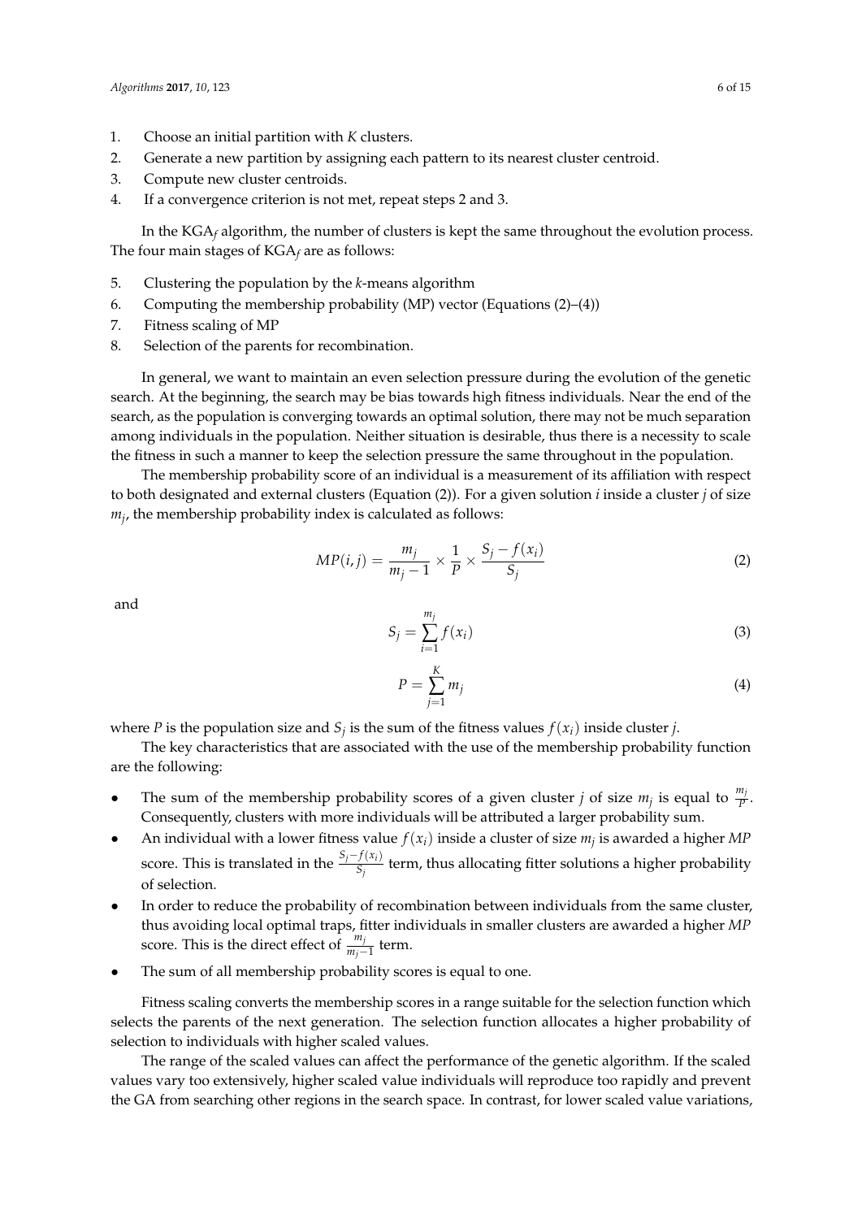1. Choose an initial partition with $K$ clusters.
2. Generate a new partition by assigning each pattern to its nearest cluster centroid.
3. Compute new cluster centroids.
4. If a convergence criterion is not met, repeat steps 2 and 3.

In the KGA$_f$ algorithm, the number of clusters is kept the same throughout the evolution process. The four main stages of KGA$_f$ are as follows:

5. Clustering the population by the *k*-means algorithm
6. Computing the membership probability (MP) vector (Equations (2)–(4))
7. Fitness scaling of MP
8. Selection of the parents for recombination.

In general, we want to maintain an even selection pressure during the evolution of the genetic search. At the beginning, the search may be bias towards high fitness individuals. Near the end of the search, as the population is converging towards an optimal solution, there may not be much separation among individuals in the population. Neither situation is desirable, thus there is a necessity to scale the fitness in such a manner to keep the selection pressure the same throughout in the population.

The membership probability score of an individual is a measurement of its affiliation with respect to both designated and external clusters (Equation (2)). For a given solution $i$ inside a cluster $j$ of size $m_j$, the membership probability index is calculated as follows:

$$MP(i,j) = \frac{m_j}{m_j - 1} \times \frac{1}{P} \times \frac{S_j - f(x_i)}{S_j} \tag{2}$$

and

$$S_j = \sum_{i=1}^{m_j} f(x_i) \tag{3}$$

$$P = \sum_{j=1}^{K} m_j \tag{4}$$

where $P$ is the population size and $S_j$ is the sum of the fitness values $f(x_i)$ inside cluster $j$.

The key characteristics that are associated with the use of the membership probability function are the following:

- The sum of the membership probability scores of a given cluster $j$ of size $m_j$ is equal to $\frac{m_j}{P}$. Consequently, clusters with more individuals will be attributed a larger probability sum.
- An individual with a lower fitness value $f(x_i)$ inside a cluster of size $m_j$ is awarded a higher *MP* score. This is translated in the $\frac{S_j - f(x_i)}{S_j}$ term, thus allocating fitter solutions a higher probability of selection.
- In order to reduce the probability of recombination between individuals from the same cluster, thus avoiding local optimal traps, fitter individuals in smaller clusters are awarded a higher *MP* score. This is the direct effect of $\frac{m_j}{m_j - 1}$ term.
- The sum of all membership probability scores is equal to one.

Fitness scaling converts the membership scores in a range suitable for the selection function which selects the parents of the next generation. The selection function allocates a higher probability of selection to individuals with higher scaled values.

The range of the scaled values can affect the performance of the genetic algorithm. If the scaled values vary too extensively, higher scaled value individuals will reproduce too rapidly and prevent the GA from searching other regions in the search space. In contrast, for lower scaled value variations,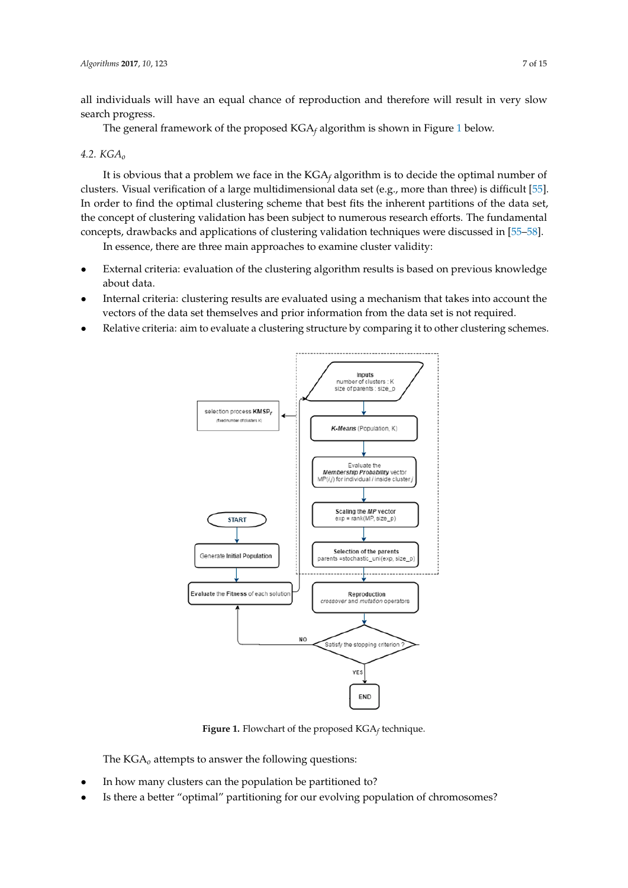all individuals will have an equal chance of reproduction and therefore will result in very slow search progress.

The general framework of the proposed $KGA_f$ algorithm is shown in Figure 1 below.

### 4.2. $KGA_o$

It is obvious that a problem we face in the $KGA_f$ algorithm is to decide the optimal number of clusters. Visual verification of a large multidimensional data set (e.g., more than three) is difficult [55]. In order to find the optimal clustering scheme that best fits the inherent partitions of the data set, the concept of clustering validation has been subject to numerous research efforts. The fundamental concepts, drawbacks and applications of clustering validation techniques were discussed in [55–58].

In essence, there are three main approaches to examine cluster validity:

- External criteria: evaluation of the clustering algorithm results is based on previous knowledge about data.
- Internal criteria: clustering results are evaluated using a mechanism that takes into account the vectors of the data set themselves and prior information from the data set is not required.
- Relative criteria: aim to evaluate a clustering structure by comparing it to other clustering schemes.

**Figure 1.** Flowchart of the proposed $KGA_f$ technique.

The $KGA_o$ attempts to answer the following questions:

- In how many clusters can the population be partitioned to?
- Is there a better "optimal" partitioning for our evolving population of chromosomes?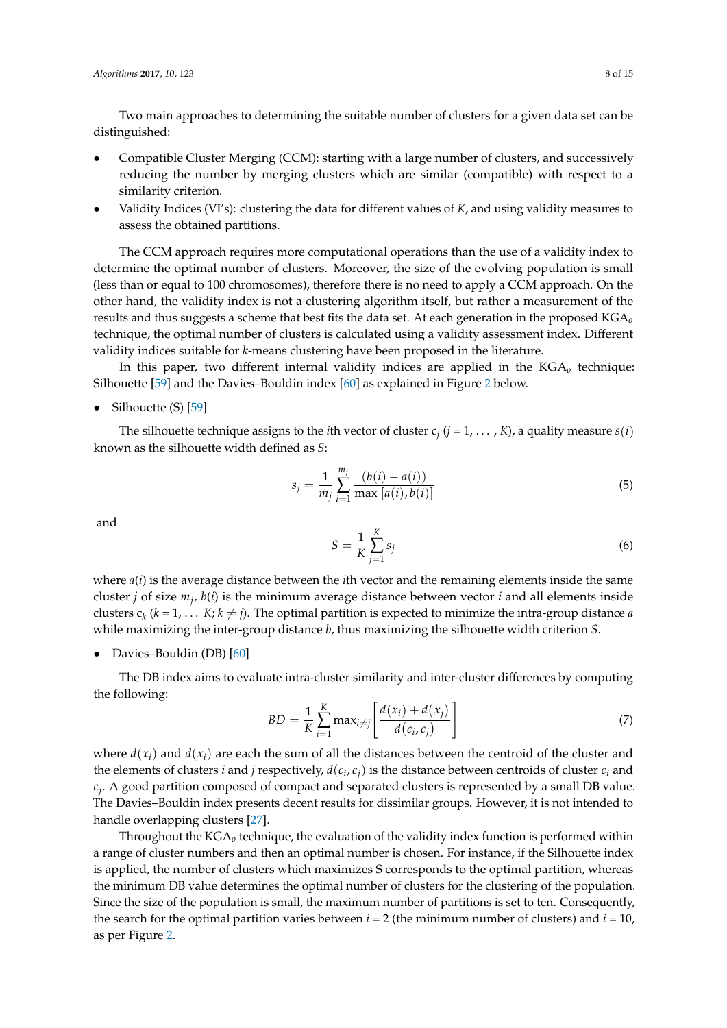Two main approaches to determining the suitable number of clusters for a given data set can be distinguished:

- Compatible Cluster Merging (CCM): starting with a large number of clusters, and successively reducing the number by merging clusters which are similar (compatible) with respect to a similarity criterion.
- Validity Indices (VI's): clustering the data for different values of *K*, and using validity measures to assess the obtained partitions.

The CCM approach requires more computational operations than the use of a validity index to determine the optimal number of clusters. Moreover, the size of the evolving population is small (less than or equal to 100 chromosomes), therefore there is no need to apply a CCM approach. On the other hand, the validity index is not a clustering algorithm itself, but rather a measurement of the results and thus suggests a scheme that best fits the data set. At each generation in the proposed KGA$_o$ technique, the optimal number of clusters is calculated using a validity assessment index. Different validity indices suitable for *k*-means clustering have been proposed in the literature.

In this paper, two different internal validity indices are applied in the KGA$_o$ technique: Silhouette [59] and the Davies–Bouldin index [60] as explained in Figure 2 below.

- Silhouette (S) [59]

The silhouette technique assigns to the *i*th vector of cluster $c_j$ ($j = 1, \ldots, K$), a quality measure $s(i)$ known as the silhouette width defined as *S*:

$$s_j = \frac{1}{m_j} \sum_{i=1}^{m_j} \frac{(b(i) - a(i))}{\max\,[a(i), b(i)]} \tag{5}$$

and

$$S = \frac{1}{K} \sum_{j=1}^{K} s_j \tag{6}$$

where $a(i)$ is the average distance between the *i*th vector and the remaining elements inside the same cluster *j* of size $m_j$, $b(i)$ is the minimum average distance between vector *i* and all elements inside clusters $c_k$ ($k = 1, \ldots K; k \neq j$). The optimal partition is expected to minimize the intra-group distance *a* while maximizing the inter-group distance *b*, thus maximizing the silhouette width criterion *S*.

- Davies–Bouldin (DB) [60]

The DB index aims to evaluate intra-cluster similarity and inter-cluster differences by computing the following:

$$BD = \frac{1}{K} \sum_{i=1}^{K} \max_{i \neq j} \left[ \frac{d(x_i) + d(x_j)}{d(c_i, c_j)} \right] \tag{7}$$

where $d(x_i)$ and $d(x_i)$ are each the sum of all the distances between the centroid of the cluster and the elements of clusters *i* and *j* respectively, $d(c_i, c_j)$ is the distance between centroids of cluster $c_i$ and $c_j$. A good partition composed of compact and separated clusters is represented by a small DB value. The Davies–Bouldin index presents decent results for dissimilar groups. However, it is not intended to handle overlapping clusters [27].

Throughout the KGA$_o$ technique, the evaluation of the validity index function is performed within a range of cluster numbers and then an optimal number is chosen. For instance, if the Silhouette index is applied, the number of clusters which maximizes S corresponds to the optimal partition, whereas the minimum DB value determines the optimal number of clusters for the clustering of the population. Since the size of the population is small, the maximum number of partitions is set to ten. Consequently, the search for the optimal partition varies between $i = 2$ (the minimum number of clusters) and $i = 10$, as per Figure 2.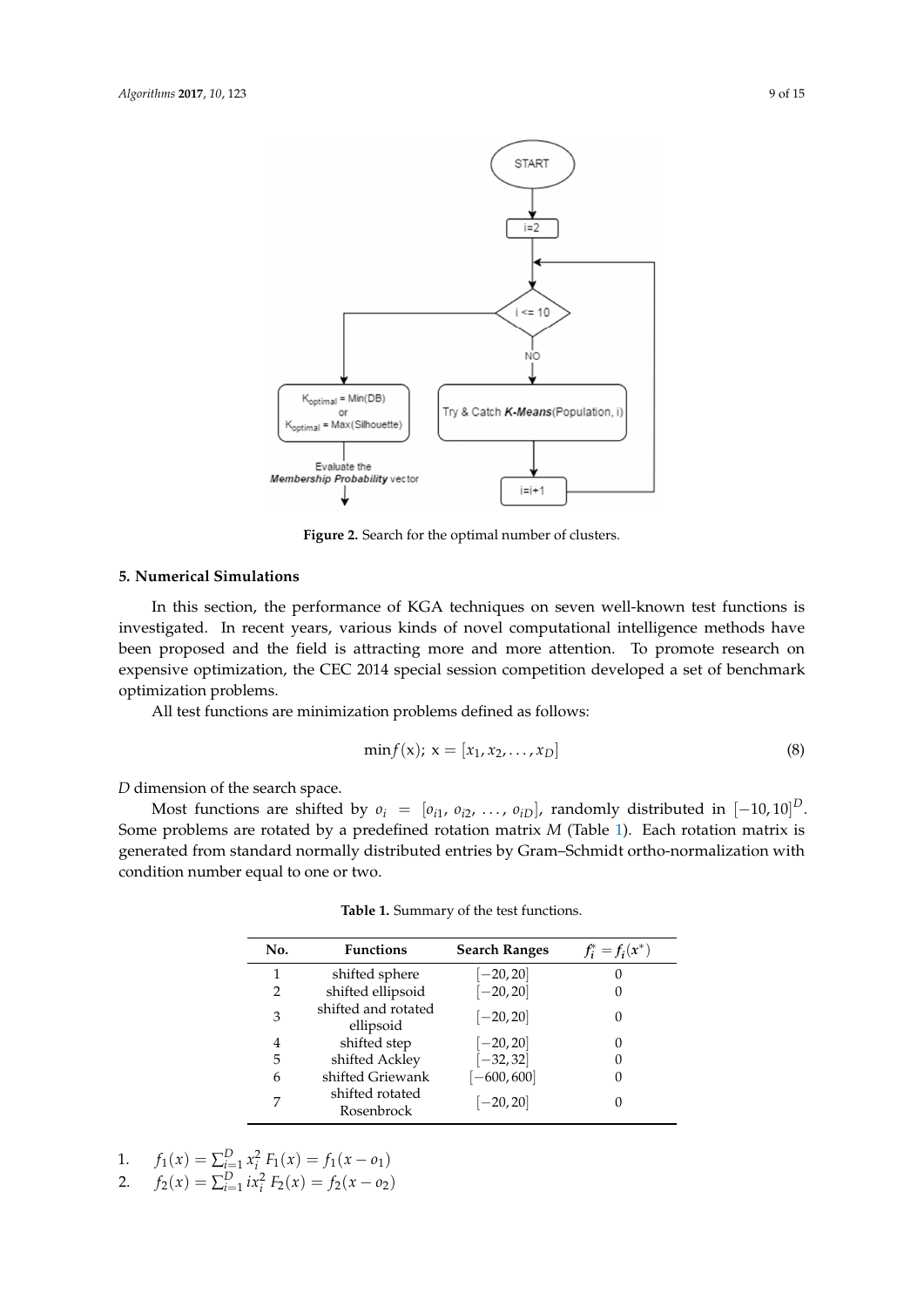**Figure 2.** Search for the optimal number of clusters.

## 5. Numerical Simulations

In this section, the performance of KGA techniques on seven well-known test functions is investigated. In recent years, various kinds of novel computational intelligence methods have been proposed and the field is attracting more and more attention. To promote research on expensive optimization, the CEC 2014 special session competition developed a set of benchmark optimization problems.

All test functions are minimization problems defined as follows:

$$\min f(\mathrm{x});\ \mathrm{x} = [x_1, x_2, \ldots, x_D] \tag{8}$$

$D$ dimension of the search space.

Most functions are shifted by $o_i = [o_{i1}, o_{i2}, \ldots, o_{iD}]$, randomly distributed in $[-10, 10]^D$. Some problems are rotated by a predefined rotation matrix $M$ (Table 1). Each rotation matrix is generated from standard normally distributed entries by Gram–Schmidt ortho-normalization with condition number equal to one or two.

**Table 1.** Summary of the test functions.

| No. | Functions | Search Ranges | $f_i^* = f_i(x^*)$ |
|---|---|---|---|
| 1 | shifted sphere | $[-20, 20]$ | 0 |
| 2 | shifted ellipsoid | $[-20, 20]$ | 0 |
| 3 | shifted and rotated ellipsoid | $[-20, 20]$ | 0 |
| 4 | shifted step | $[-20, 20]$ | 0 |
| 5 | shifted Ackley | $[-32, 32]$ | 0 |
| 6 | shifted Griewank | $[-600, 600]$ | 0 |
| 7 | shifted rotated Rosenbrock | $[-20, 20]$ | 0 |

1. $f_1(x) = \sum_{i=1}^{D} x_i^2\ F_1(x) = f_1(x - o_1)$
2. $f_2(x) = \sum_{i=1}^{D} ix_i^2\ F_2(x) = f_2(x - o_2)$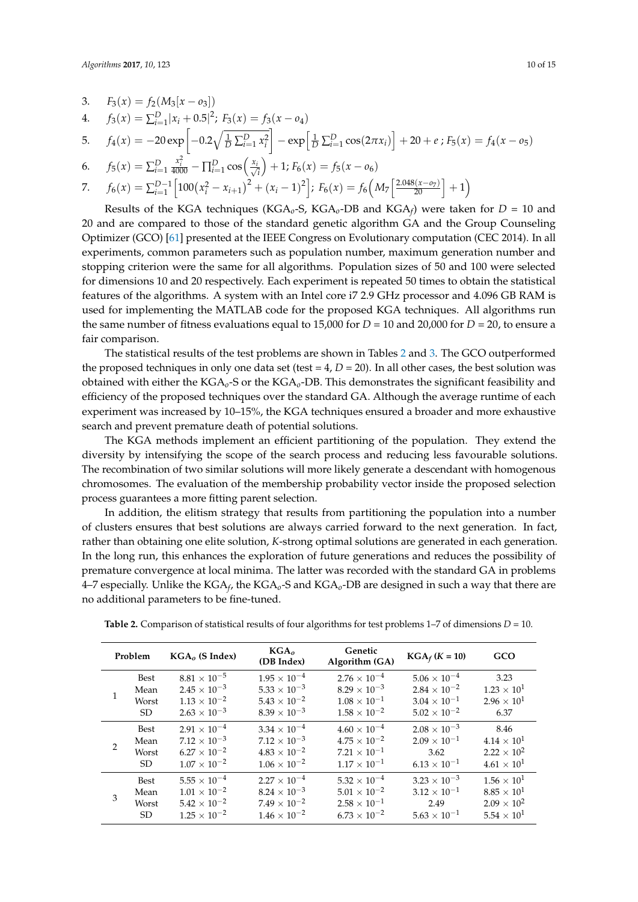3. $F_3(x) = f_2(M_3[x - o_3])$
4. $f_3(x) = \sum_{i=1}^{D} |x_i + 0.5|^2$; $F_3(x) = f_3(x - o_4)$
5. $f_4(x) = -20 \exp\left[-0.2\sqrt{\frac{1}{D}\sum_{i=1}^{D} x_i^2}\right] - \exp\left[\frac{1}{D}\sum_{i=1}^{D} \cos(2\pi x_i)\right] + 20 + e$ ; $F_5(x) = f_4(x - o_5)$
6. $f_5(x) = \sum_{i=1}^{D} \frac{x_i^2}{4000} - \prod_{i=1}^{D} \cos\left(\frac{x_i}{\sqrt{i}}\right) + 1$; $F_6(x) = f_5(x - o_6)$
7. $f_6(x) = \sum_{i=1}^{D-1} \left[100\left(x_i^2 - x_{i+1}\right)^2 + (x_i - 1)^2\right]$; $F_6(x) = f_6\left(M_7\left[\frac{2.048(x - o_7)}{20}\right] + 1\right)$

Results of the KGA techniques (KGA$_o$-S, KGA$_o$-DB and KGA$_f$) were taken for $D$ = 10 and 20 and are compared to those of the standard genetic algorithm GA and the Group Counseling Optimizer (GCO) [61] presented at the IEEE Congress on Evolutionary computation (CEC 2014). In all experiments, common parameters such as population number, maximum generation number and stopping criterion were the same for all algorithms. Population sizes of 50 and 100 were selected for dimensions 10 and 20 respectively. Each experiment is repeated 50 times to obtain the statistical features of the algorithms. A system with an Intel core i7 2.9 GHz processor and 4.096 GB RAM is used for implementing the MATLAB code for the proposed KGA techniques. All algorithms run the same number of fitness evaluations equal to 15,000 for $D$ = 10 and 20,000 for $D$ = 20, to ensure a fair comparison.

The statistical results of the test problems are shown in Tables 2 and 3. The GCO outperformed the proposed techniques in only one data set (test = 4, $D$ = 20). In all other cases, the best solution was obtained with either the KGA$_o$-S or the KGA$_o$-DB. This demonstrates the significant feasibility and efficiency of the proposed techniques over the standard GA. Although the average runtime of each experiment was increased by 10–15%, the KGA techniques ensured a broader and more exhaustive search and prevent premature death of potential solutions.

The KGA methods implement an efficient partitioning of the population. They extend the diversity by intensifying the scope of the search process and reducing less favourable solutions. The recombination of two similar solutions will more likely generate a descendant with homogenous chromosomes. The evaluation of the membership probability vector inside the proposed selection process guarantees a more fitting parent selection.

In addition, the elitism strategy that results from partitioning the population into a number of clusters ensures that best solutions are always carried forward to the next generation. In fact, rather than obtaining one elite solution, $K$-strong optimal solutions are generated in each generation. In the long run, this enhances the exploration of future generations and reduces the possibility of premature convergence at local minima. The latter was recorded with the standard GA in problems 4–7 especially. Unlike the KGA$_f$, the KGA$_o$-S and KGA$_o$-DB are designed in such a way that there are no additional parameters to be fine-tuned.

**Table 2.** Comparison of statistical results of four algorithms for test problems 1–7 of dimensions $D$ = 10.

| Problem | | KGA$_o$ (S Index) | KGA$_o$ (DB Index) | Genetic Algorithm (GA) | KGA$_f$ ($K$ = 10) | GCO |
|---|---|---|---|---|---|---|
| 1 | Best | $8.81 \times 10^{-5}$ | $1.95 \times 10^{-4}$ | $2.76 \times 10^{-4}$ | $5.06 \times 10^{-4}$ | 3.23 |
| | Mean | $2.45 \times 10^{-3}$ | $5.33 \times 10^{-3}$ | $8.29 \times 10^{-3}$ | $2.84 \times 10^{-2}$ | $1.23 \times 10^{1}$ |
| | Worst | $1.13 \times 10^{-2}$ | $5.43 \times 10^{-2}$ | $1.08 \times 10^{-1}$ | $3.04 \times 10^{-1}$ | $2.96 \times 10^{1}$ |
| | SD | $2.63 \times 10^{-3}$ | $8.39 \times 10^{-3}$ | $1.58 \times 10^{-2}$ | $5.02 \times 10^{-2}$ | 6.37 |
| 2 | Best | $2.91 \times 10^{-4}$ | $3.34 \times 10^{-4}$ | $4.60 \times 10^{-4}$ | $2.08 \times 10^{-3}$ | 8.46 |
| | Mean | $7.12 \times 10^{-3}$ | $7.12 \times 10^{-3}$ | $4.75 \times 10^{-2}$ | $2.09 \times 10^{-1}$ | $4.14 \times 10^{1}$ |
| | Worst | $6.27 \times 10^{-2}$ | $4.83 \times 10^{-2}$ | $7.21 \times 10^{-1}$ | 3.62 | $2.22 \times 10^{2}$ |
| | SD | $1.07 \times 10^{-2}$ | $1.06 \times 10^{-2}$ | $1.17 \times 10^{-1}$ | $6.13 \times 10^{-1}$ | $4.61 \times 10^{1}$ |
| 3 | Best | $5.55 \times 10^{-4}$ | $2.27 \times 10^{-4}$ | $5.32 \times 10^{-4}$ | $3.23 \times 10^{-3}$ | $1.56 \times 10^{1}$ |
| | Mean | $1.01 \times 10^{-2}$ | $8.24 \times 10^{-3}$ | $5.01 \times 10^{-2}$ | $3.12 \times 10^{-1}$ | $8.85 \times 10^{1}$ |
| | Worst | $5.42 \times 10^{-2}$ | $7.49 \times 10^{-2}$ | $2.58 \times 10^{-1}$ | 2.49 | $2.09 \times 10^{2}$ |
| | SD | $1.25 \times 10^{-2}$ | $1.46 \times 10^{-2}$ | $6.73 \times 10^{-2}$ | $5.63 \times 10^{-1}$ | $5.54 \times 10^{1}$ |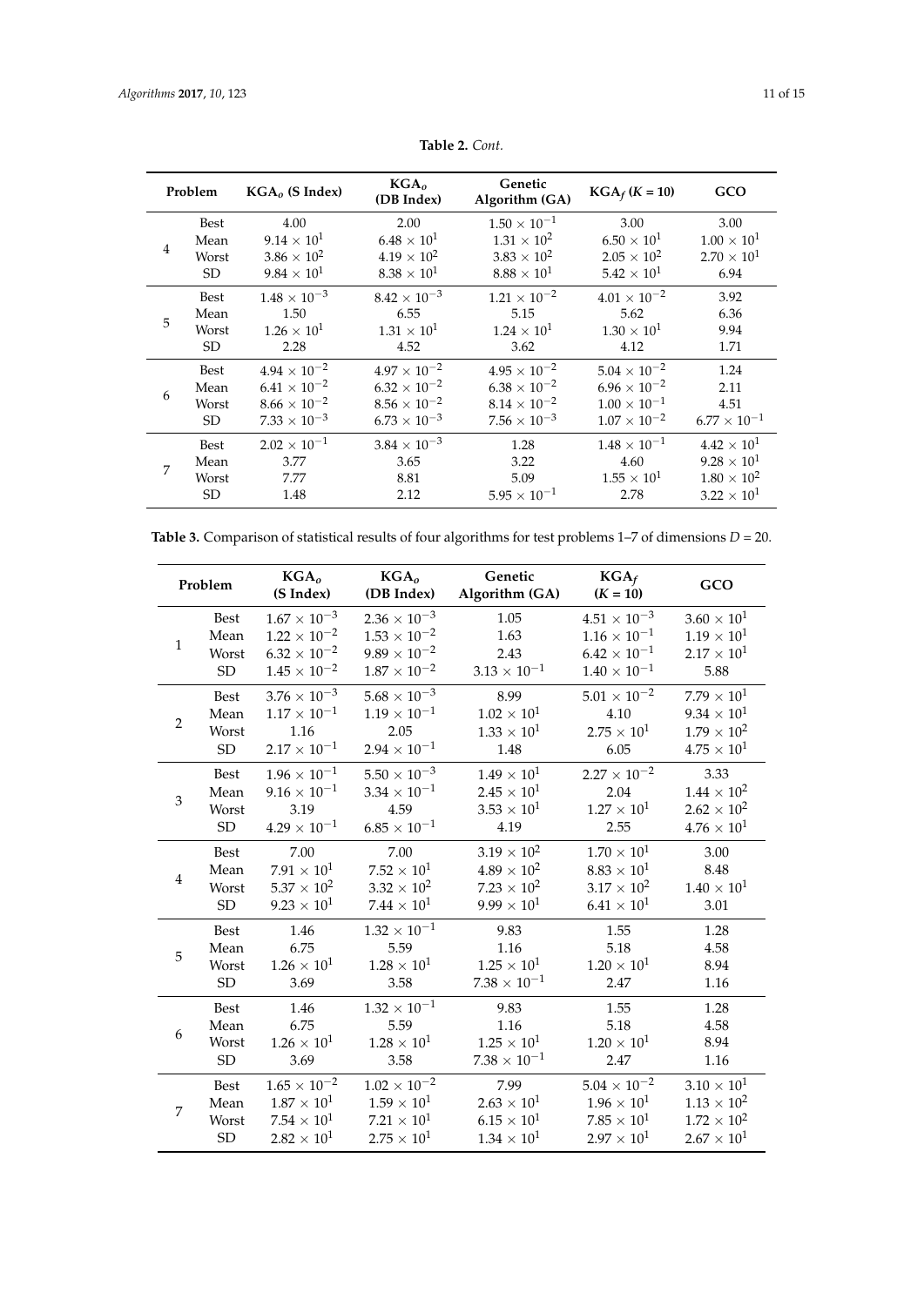**Table 2.** *Cont.*

| Problem | | $KGA_o$ (S Index) | $KGA_o$ (DB Index) | Genetic Algorithm (GA) | $KGA_f$ ($K$ = 10) | GCO |
|---|---|---|---|---|---|---|
| 4 | Best | 4.00 | 2.00 | $1.50 \times 10^{-1}$ | 3.00 | 3.00 |
| | Mean | $9.14 \times 10^{1}$ | $6.48 \times 10^{1}$ | $1.31 \times 10^{2}$ | $6.50 \times 10^{1}$ | $1.00 \times 10^{1}$ |
| | Worst | $3.86 \times 10^{2}$ | $4.19 \times 10^{2}$ | $3.83 \times 10^{2}$ | $2.05 \times 10^{2}$ | $2.70 \times 10^{1}$ |
| | SD | $9.84 \times 10^{1}$ | $8.38 \times 10^{1}$ | $8.88 \times 10^{1}$ | $5.42 \times 10^{1}$ | 6.94 |
| 5 | Best | $1.48 \times 10^{-3}$ | $8.42 \times 10^{-3}$ | $1.21 \times 10^{-2}$ | $4.01 \times 10^{-2}$ | 3.92 |
| | Mean | 1.50 | 6.55 | 5.15 | 5.62 | 6.36 |
| | Worst | $1.26 \times 10^{1}$ | $1.31 \times 10^{1}$ | $1.24 \times 10^{1}$ | $1.30 \times 10^{1}$ | 9.94 |
| | SD | 2.28 | 4.52 | 3.62 | 4.12 | 1.71 |
| 6 | Best | $4.94 \times 10^{-2}$ | $4.97 \times 10^{-2}$ | $4.95 \times 10^{-2}$ | $5.04 \times 10^{-2}$ | 1.24 |
| | Mean | $6.41 \times 10^{-2}$ | $6.32 \times 10^{-2}$ | $6.38 \times 10^{-2}$ | $6.96 \times 10^{-2}$ | 2.11 |
| | Worst | $8.66 \times 10^{-2}$ | $8.56 \times 10^{-2}$ | $8.14 \times 10^{-2}$ | $1.00 \times 10^{-1}$ | 4.51 |
| | SD | $7.33 \times 10^{-3}$ | $6.73 \times 10^{-3}$ | $7.56 \times 10^{-3}$ | $1.07 \times 10^{-2}$ | $6.77 \times 10^{-1}$ |
| 7 | Best | $2.02 \times 10^{-1}$ | $3.84 \times 10^{-3}$ | 1.28 | $1.48 \times 10^{-1}$ | $4.42 \times 10^{1}$ |
| | Mean | 3.77 | 3.65 | 3.22 | 4.60 | $9.28 \times 10^{1}$ |
| | Worst | 7.77 | 8.81 | 5.09 | $1.55 \times 10^{1}$ | $1.80 \times 10^{2}$ |
| | SD | 1.48 | 2.12 | $5.95 \times 10^{-1}$ | 2.78 | $3.22 \times 10^{1}$ |

**Table 3.** Comparison of statistical results of four algorithms for test problems 1–7 of dimensions $D$ = 20.

| Problem | | $KGA_o$ (S Index) | $KGA_o$ (DB Index) | Genetic Algorithm (GA) | $KGA_f$ ($K$ = 10) | GCO |
|---|---|---|---|---|---|---|
| 1 | Best | $1.67 \times 10^{-3}$ | $2.36 \times 10^{-3}$ | 1.05 | $4.51 \times 10^{-3}$ | $3.60 \times 10^{1}$ |
| | Mean | $1.22 \times 10^{-2}$ | $1.53 \times 10^{-2}$ | 1.63 | $1.16 \times 10^{-1}$ | $1.19 \times 10^{1}$ |
| | Worst | $6.32 \times 10^{-2}$ | $9.89 \times 10^{-2}$ | 2.43 | $6.42 \times 10^{-1}$ | $2.17 \times 10^{1}$ |
| | SD | $1.45 \times 10^{-2}$ | $1.87 \times 10^{-2}$ | $3.13 \times 10^{-1}$ | $1.40 \times 10^{-1}$ | 5.88 |
| 2 | Best | $3.76 \times 10^{-3}$ | $5.68 \times 10^{-3}$ | 8.99 | $5.01 \times 10^{-2}$ | $7.79 \times 10^{1}$ |
| | Mean | $1.17 \times 10^{-1}$ | $1.19 \times 10^{-1}$ | $1.02 \times 10^{1}$ | 4.10 | $9.34 \times 10^{1}$ |
| | Worst | 1.16 | 2.05 | $1.33 \times 10^{1}$ | $2.75 \times 10^{1}$ | $1.79 \times 10^{2}$ |
| | SD | $2.17 \times 10^{-1}$ | $2.94 \times 10^{-1}$ | 1.48 | 6.05 | $4.75 \times 10^{1}$ |
| 3 | Best | $1.96 \times 10^{-1}$ | $5.50 \times 10^{-3}$ | $1.49 \times 10^{1}$ | $2.27 \times 10^{-2}$ | 3.33 |
| | Mean | $9.16 \times 10^{-1}$ | $3.34 \times 10^{-1}$ | $2.45 \times 10^{1}$ | 2.04 | $1.44 \times 10^{2}$ |
| | Worst | 3.19 | 4.59 | $3.53 \times 10^{1}$ | $1.27 \times 10^{1}$ | $2.62 \times 10^{2}$ |
| | SD | $4.29 \times 10^{-1}$ | $6.85 \times 10^{-1}$ | 4.19 | 2.55 | $4.76 \times 10^{1}$ |
| 4 | Best | 7.00 | 7.00 | $3.19 \times 10^{2}$ | $1.70 \times 10^{1}$ | 3.00 |
| | Mean | $7.91 \times 10^{1}$ | $7.52 \times 10^{1}$ | $4.89 \times 10^{2}$ | $8.83 \times 10^{1}$ | 8.48 |
| | Worst | $5.37 \times 10^{2}$ | $3.32 \times 10^{2}$ | $7.23 \times 10^{2}$ | $3.17 \times 10^{2}$ | $1.40 \times 10^{1}$ |
| | SD | $9.23 \times 10^{1}$ | $7.44 \times 10^{1}$ | $9.99 \times 10^{1}$ | $6.41 \times 10^{1}$ | 3.01 |
| 5 | Best | 1.46 | $1.32 \times 10^{-1}$ | 9.83 | 1.55 | 1.28 |
| | Mean | 6.75 | 5.59 | 1.16 | 5.18 | 4.58 |
| | Worst | $1.26 \times 10^{1}$ | $1.28 \times 10^{1}$ | $1.25 \times 10^{1}$ | $1.20 \times 10^{1}$ | 8.94 |
| | SD | 3.69 | 3.58 | $7.38 \times 10^{-1}$ | 2.47 | 1.16 |
| 6 | Best | 1.46 | $1.32 \times 10^{-1}$ | 9.83 | 1.55 | 1.28 |
| | Mean | 6.75 | 5.59 | 1.16 | 5.18 | 4.58 |
| | Worst | $1.26 \times 10^{1}$ | $1.28 \times 10^{1}$ | $1.25 \times 10^{1}$ | $1.20 \times 10^{1}$ | 8.94 |
| | SD | 3.69 | 3.58 | $7.38 \times 10^{-1}$ | 2.47 | 1.16 |
| 7 | Best | $1.65 \times 10^{-2}$ | $1.02 \times 10^{-2}$ | 7.99 | $5.04 \times 10^{-2}$ | $3.10 \times 10^{1}$ |
| | Mean | $1.87 \times 10^{1}$ | $1.59 \times 10^{1}$ | $2.63 \times 10^{1}$ | $1.96 \times 10^{1}$ | $1.13 \times 10^{2}$ |
| | Worst | $7.54 \times 10^{1}$ | $7.21 \times 10^{1}$ | $6.15 \times 10^{1}$ | $7.85 \times 10^{1}$ | $1.72 \times 10^{2}$ |
| | SD | $2.82 \times 10^{1}$ | $2.75 \times 10^{1}$ | $1.34 \times 10^{1}$ | $2.97 \times 10^{1}$ | $2.67 \times 10^{1}$ |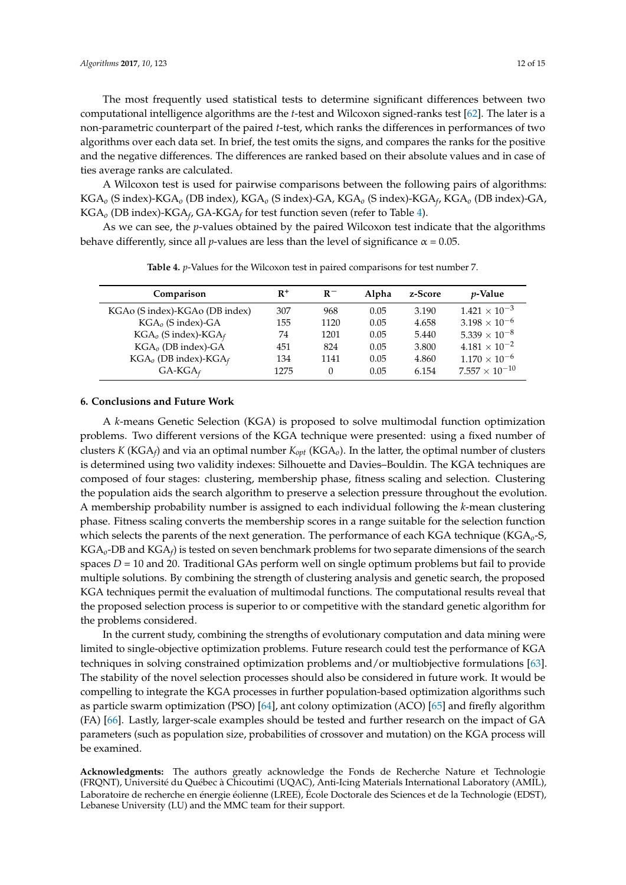The most frequently used statistical tests to determine significant differences between two computational intelligence algorithms are the *t*-test and Wilcoxon signed-ranks test [62]. The later is a non-parametric counterpart of the paired *t*-test, which ranks the differences in performances of two algorithms over each data set. In brief, the test omits the signs, and compares the ranks for the positive and the negative differences. The differences are ranked based on their absolute values and in case of ties average ranks are calculated.

A Wilcoxon test is used for pairwise comparisons between the following pairs of algorithms: $KGA_o$ (S index)-$KGA_o$ (DB index), $KGA_o$ (S index)-GA, $KGA_o$ (S index)-$KGA_f$, $KGA_o$ (DB index)-GA, $KGA_o$ (DB index)-$KGA_f$, GA-$KGA_f$ for test function seven (refer to Table 4).

As we can see, the *p*-values obtained by the paired Wilcoxon test indicate that the algorithms behave differently, since all *p*-values are less than the level of significance $\alpha = 0.05$.

**Table 4.** *p*-Values for the Wilcoxon test in paired comparisons for test number 7.

| Comparison | $R^+$ | $R^-$ | Alpha | z-Score | *p*-Value |
|---|---|---|---|---|---|
| KGAo (S index)-KGAo (DB index) | 307 | 968 | 0.05 | 3.190 | $1.421 \times 10^{-3}$ |
| $KGA_o$ (S index)-GA | 155 | 1120 | 0.05 | 4.658 | $3.198 \times 10^{-6}$ |
| $KGA_o$ (S index)-$KGA_f$ | 74 | 1201 | 0.05 | 5.440 | $5.339 \times 10^{-8}$ |
| $KGA_o$ (DB index)-GA | 451 | 824 | 0.05 | 3.800 | $4.181 \times 10^{-2}$ |
| $KGA_o$ (DB index)-$KGA_f$ | 134 | 1141 | 0.05 | 4.860 | $1.170 \times 10^{-6}$ |
| GA-$KGA_f$ | 1275 | 0 | 0.05 | 6.154 | $7.557 \times 10^{-10}$ |

## 6. Conclusions and Future Work

A *k*-means Genetic Selection (KGA) is proposed to solve multimodal function optimization problems. Two different versions of the KGA technique were presented: using a fixed number of clusters $K$ ($KGA_f$) and via an optimal number $K_{opt}$ ($KGA_o$). In the latter, the optimal number of clusters is determined using two validity indexes: Silhouette and Davies–Bouldin. The KGA techniques are composed of four stages: clustering, membership phase, fitness scaling and selection. Clustering the population aids the search algorithm to preserve a selection pressure throughout the evolution. A membership probability number is assigned to each individual following the *k*-mean clustering phase. Fitness scaling converts the membership scores in a range suitable for the selection function which selects the parents of the next generation. The performance of each KGA technique ($KGA_o$-S, $KGA_o$-DB and $KGA_f$) is tested on seven benchmark problems for two separate dimensions of the search spaces $D = 10$ and 20. Traditional GAs perform well on single optimum problems but fail to provide multiple solutions. By combining the strength of clustering analysis and genetic search, the proposed KGA techniques permit the evaluation of multimodal functions. The computational results reveal that the proposed selection process is superior to or competitive with the standard genetic algorithm for the problems considered.

In the current study, combining the strengths of evolutionary computation and data mining were limited to single-objective optimization problems. Future research could test the performance of KGA techniques in solving constrained optimization problems and/or multiobjective formulations [63]. The stability of the novel selection processes should also be considered in future work. It would be compelling to integrate the KGA processes in further population-based optimization algorithms such as particle swarm optimization (PSO) [64], ant colony optimization (ACO) [65] and firefly algorithm (FA) [66]. Lastly, larger-scale examples should be tested and further research on the impact of GA parameters (such as population size, probabilities of crossover and mutation) on the KGA process will be examined.

**Acknowledgments:** The authors greatly acknowledge the Fonds de Recherche Nature et Technologie (FRQNT), Université du Québec à Chicoutimi (UQAC), Anti-Icing Materials International Laboratory (AMIL), Laboratoire de recherche en énergie éolienne (LREE), École Doctorale des Sciences et de la Technologie (EDST), Lebanese University (LU) and the MMC team for their support.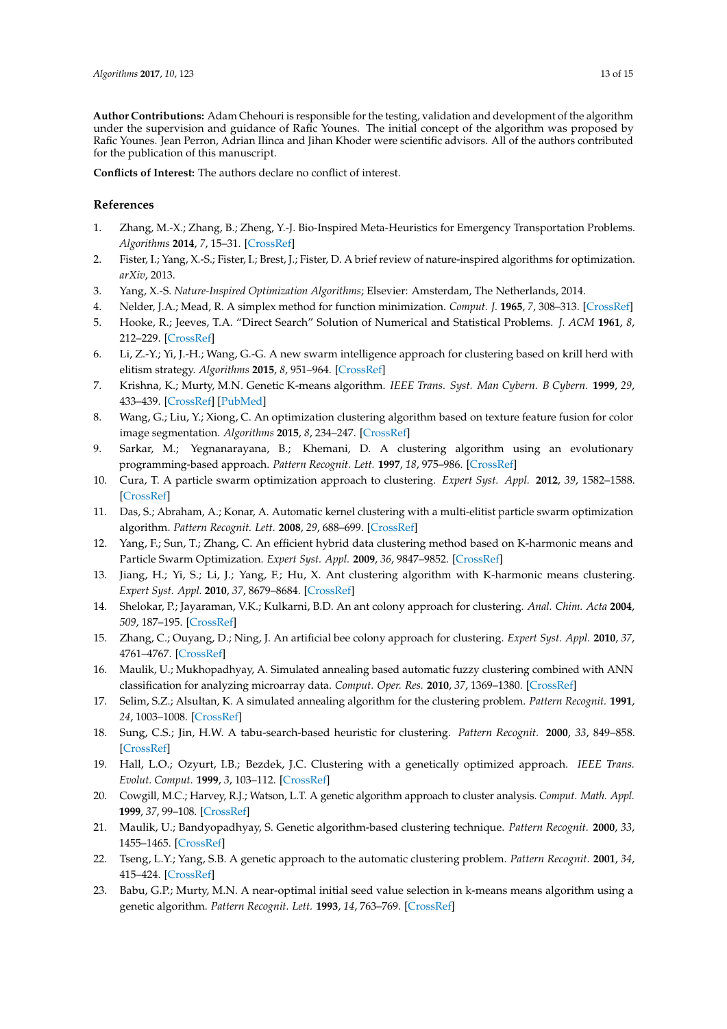**Author Contributions:** Adam Chehouri is responsible for the testing, validation and development of the algorithm under the supervision and guidance of Rafic Younes. The initial concept of the algorithm was proposed by Rafic Younes. Jean Perron, Adrian Ilinca and Jihan Khoder were scientific advisors. All of the authors contributed for the publication of this manuscript.

**Conflicts of Interest:** The authors declare no conflict of interest.

## References

1. Zhang, M.-X.; Zhang, B.; Zheng, Y.-J. Bio-Inspired Meta-Heuristics for Emergency Transportation Problems. *Algorithms* **2014**, *7*, 15–31. [CrossRef]
2. Fister, I.; Yang, X.-S.; Fister, I.; Brest, J.; Fister, D. A brief review of nature-inspired algorithms for optimization. *arXiv*, 2013.
3. Yang, X.-S. *Nature-Inspired Optimization Algorithms*; Elsevier: Amsterdam, The Netherlands, 2014.
4. Nelder, J.A.; Mead, R. A simplex method for function minimization. *Comput. J.* **1965**, *7*, 308–313. [CrossRef]
5. Hooke, R.; Jeeves, T.A. "Direct Search" Solution of Numerical and Statistical Problems. *J. ACM* **1961**, *8*, 212–229. [CrossRef]
6. Li, Z.-Y.; Yi, J.-H.; Wang, G.-G. A new swarm intelligence approach for clustering based on krill herd with elitism strategy. *Algorithms* **2015**, *8*, 951–964. [CrossRef]
7. Krishna, K.; Murty, M.N. Genetic K-means algorithm. *IEEE Trans. Syst. Man Cybern. B Cybern.* **1999**, *29*, 433–439. [CrossRef] [PubMed]
8. Wang, G.; Liu, Y.; Xiong, C. An optimization clustering algorithm based on texture feature fusion for color image segmentation. *Algorithms* **2015**, *8*, 234–247. [CrossRef]
9. Sarkar, M.; Yegnanarayana, B.; Khemani, D. A clustering algorithm using an evolutionary programming-based approach. *Pattern Recognit. Lett.* **1997**, *18*, 975–986. [CrossRef]
10. Cura, T. A particle swarm optimization approach to clustering. *Expert Syst. Appl.* **2012**, *39*, 1582–1588. [CrossRef]
11. Das, S.; Abraham, A.; Konar, A. Automatic kernel clustering with a multi-elitist particle swarm optimization algorithm. *Pattern Recognit. Lett.* **2008**, *29*, 688–699. [CrossRef]
12. Yang, F.; Sun, T.; Zhang, C. An efficient hybrid data clustering method based on K-harmonic means and Particle Swarm Optimization. *Expert Syst. Appl.* **2009**, *36*, 9847–9852. [CrossRef]
13. Jiang, H.; Yi, S.; Li, J.; Yang, F.; Hu, X. Ant clustering algorithm with K-harmonic means clustering. *Expert Syst. Appl.* **2010**, *37*, 8679–8684. [CrossRef]
14. Shelokar, P.; Jayaraman, V.K.; Kulkarni, B.D. An ant colony approach for clustering. *Anal. Chim. Acta* **2004**, *509*, 187–195. [CrossRef]
15. Zhang, C.; Ouyang, D.; Ning, J. An artificial bee colony approach for clustering. *Expert Syst. Appl.* **2010**, *37*, 4761–4767. [CrossRef]
16. Maulik, U.; Mukhopadhyay, A. Simulated annealing based automatic fuzzy clustering combined with ANN classification for analyzing microarray data. *Comput. Oper. Res.* **2010**, *37*, 1369–1380. [CrossRef]
17. Selim, S.Z.; Alsultan, K. A simulated annealing algorithm for the clustering problem. *Pattern Recognit.* **1991**, *24*, 1003–1008. [CrossRef]
18. Sung, C.S.; Jin, H.W. A tabu-search-based heuristic for clustering. *Pattern Recognit.* **2000**, *33*, 849–858. [CrossRef]
19. Hall, L.O.; Ozyurt, I.B.; Bezdek, J.C. Clustering with a genetically optimized approach. *IEEE Trans. Evolut. Comput.* **1999**, *3*, 103–112. [CrossRef]
20. Cowgill, M.C.; Harvey, R.J.; Watson, L.T. A genetic algorithm approach to cluster analysis. *Comput. Math. Appl.* **1999**, *37*, 99–108. [CrossRef]
21. Maulik, U.; Bandyopadhyay, S. Genetic algorithm-based clustering technique. *Pattern Recognit.* **2000**, *33*, 1455–1465. [CrossRef]
22. Tseng, L.Y.; Yang, S.B. A genetic approach to the automatic clustering problem. *Pattern Recognit.* **2001**, *34*, 415–424. [CrossRef]
23. Babu, G.P.; Murty, M.N. A near-optimal initial seed value selection in k-means means algorithm using a genetic algorithm. *Pattern Recognit. Lett.* **1993**, *14*, 763–769. [CrossRef]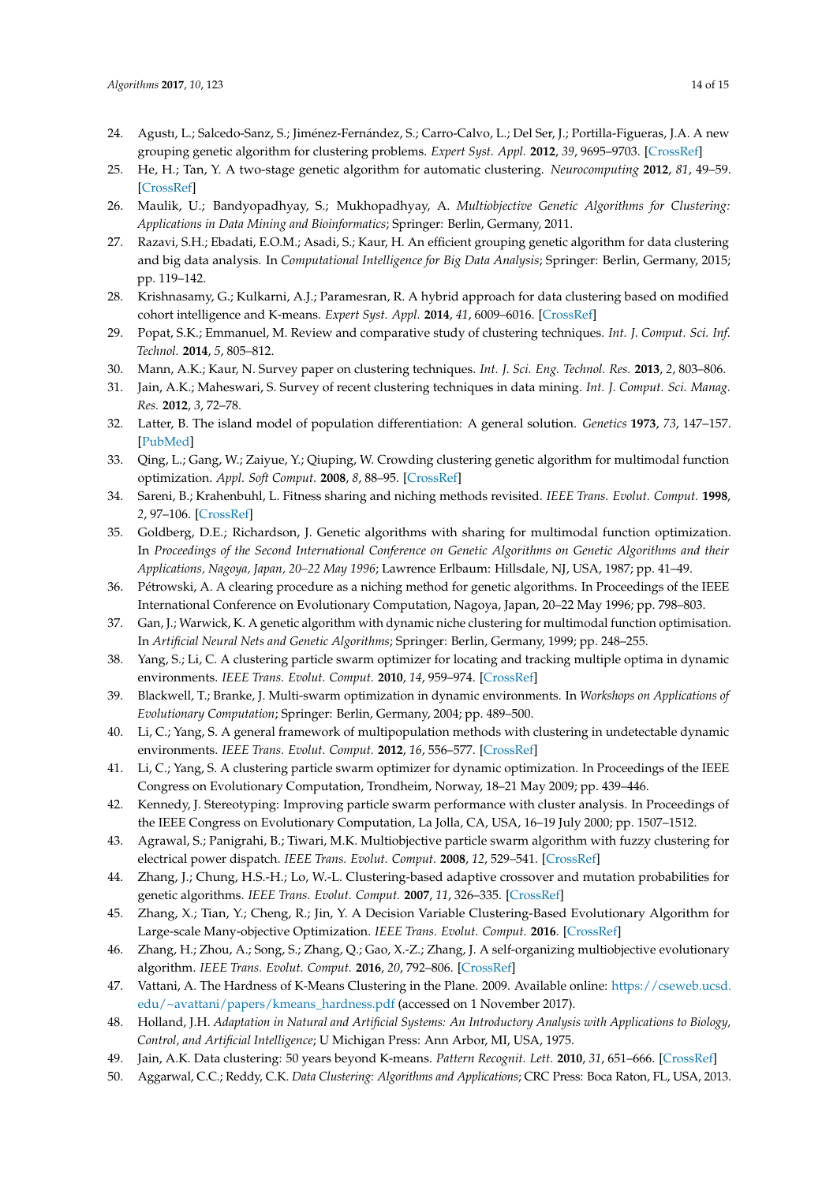24. Agustı, L.; Salcedo-Sanz, S.; Jiménez-Fernández, S.; Carro-Calvo, L.; Del Ser, J.; Portilla-Figueras, J.A. A new grouping genetic algorithm for clustering problems. *Expert Syst. Appl.* **2012**, *39*, 9695–9703. [CrossRef]
25. He, H.; Tan, Y. A two-stage genetic algorithm for automatic clustering. *Neurocomputing* **2012**, *81*, 49–59. [CrossRef]
26. Maulik, U.; Bandyopadhyay, S.; Mukhopadhyay, A. *Multiobjective Genetic Algorithms for Clustering: Applications in Data Mining and Bioinformatics*; Springer: Berlin, Germany, 2011.
27. Razavi, S.H.; Ebadati, E.O.M.; Asadi, S.; Kaur, H. An efficient grouping genetic algorithm for data clustering and big data analysis. In *Computational Intelligence for Big Data Analysis*; Springer: Berlin, Germany, 2015; pp. 119–142.
28. Krishnasamy, G.; Kulkarni, A.J.; Paramesran, R. A hybrid approach for data clustering based on modified cohort intelligence and K-means. *Expert Syst. Appl.* **2014**, *41*, 6009–6016. [CrossRef]
29. Popat, S.K.; Emmanuel, M. Review and comparative study of clustering techniques. *Int. J. Comput. Sci. Inf. Technol.* **2014**, *5*, 805–812.
30. Mann, A.K.; Kaur, N. Survey paper on clustering techniques. *Int. J. Sci. Eng. Technol. Res.* **2013**, *2*, 803–806.
31. Jain, A.K.; Maheswari, S. Survey of recent clustering techniques in data mining. *Int. J. Comput. Sci. Manag. Res.* **2012**, *3*, 72–78.
32. Latter, B. The island model of population differentiation: A general solution. *Genetics* **1973**, *73*, 147–157. [PubMed]
33. Qing, L.; Gang, W.; Zaiyue, Y.; Qiuping, W. Crowding clustering genetic algorithm for multimodal function optimization. *Appl. Soft Comput.* **2008**, *8*, 88–95. [CrossRef]
34. Sareni, B.; Krahenbuhl, L. Fitness sharing and niching methods revisited. *IEEE Trans. Evolut. Comput.* **1998**, *2*, 97–106. [CrossRef]
35. Goldberg, D.E.; Richardson, J. Genetic algorithms with sharing for multimodal function optimization. In *Proceedings of the Second International Conference on Genetic Algorithms on Genetic Algorithms and their Applications, Nagoya, Japan, 20–22 May 1996*; Lawrence Erlbaum: Hillsdale, NJ, USA, 1987; pp. 41–49.
36. Pétrowski, A. A clearing procedure as a niching method for genetic algorithms. In Proceedings of the IEEE International Conference on Evolutionary Computation, Nagoya, Japan, 20–22 May 1996; pp. 798–803.
37. Gan, J.; Warwick, K. A genetic algorithm with dynamic niche clustering for multimodal function optimisation. In *Artificial Neural Nets and Genetic Algorithms*; Springer: Berlin, Germany, 1999; pp. 248–255.
38. Yang, S.; Li, C. A clustering particle swarm optimizer for locating and tracking multiple optima in dynamic environments. *IEEE Trans. Evolut. Comput.* **2010**, *14*, 959–974. [CrossRef]
39. Blackwell, T.; Branke, J. Multi-swarm optimization in dynamic environments. In *Workshops on Applications of Evolutionary Computation*; Springer: Berlin, Germany, 2004; pp. 489–500.
40. Li, C.; Yang, S. A general framework of multipopulation methods with clustering in undetectable dynamic environments. *IEEE Trans. Evolut. Comput.* **2012**, *16*, 556–577. [CrossRef]
41. Li, C.; Yang, S. A clustering particle swarm optimizer for dynamic optimization. In Proceedings of the IEEE Congress on Evolutionary Computation, Trondheim, Norway, 18–21 May 2009; pp. 439–446.
42. Kennedy, J. Stereotyping: Improving particle swarm performance with cluster analysis. In Proceedings of the IEEE Congress on Evolutionary Computation, La Jolla, CA, USA, 16–19 July 2000; pp. 1507–1512.
43. Agrawal, S.; Panigrahi, B.; Tiwari, M.K. Multiobjective particle swarm algorithm with fuzzy clustering for electrical power dispatch. *IEEE Trans. Evolut. Comput.* **2008**, *12*, 529–541. [CrossRef]
44. Zhang, J.; Chung, H.S.-H.; Lo, W.-L. Clustering-based adaptive crossover and mutation probabilities for genetic algorithms. *IEEE Trans. Evolut. Comput.* **2007**, *11*, 326–335. [CrossRef]
45. Zhang, X.; Tian, Y.; Cheng, R.; Jin, Y. A Decision Variable Clustering-Based Evolutionary Algorithm for Large-scale Many-objective Optimization. *IEEE Trans. Evolut. Comput.* **2016**. [CrossRef]
46. Zhang, H.; Zhou, A.; Song, S.; Zhang, Q.; Gao, X.-Z.; Zhang, J. A self-organizing multiobjective evolutionary algorithm. *IEEE Trans. Evolut. Comput.* **2016**, *20*, 792–806. [CrossRef]
47. Vattani, A. The Hardness of K-Means Clustering in the Plane. 2009. Available online: https://cseweb.ucsd.edu/~avattani/papers/kmeans_hardness.pdf (accessed on 1 November 2017).
48. Holland, J.H. *Adaptation in Natural and Artificial Systems: An Introductory Analysis with Applications to Biology, Control, and Artificial Intelligence*; U Michigan Press: Ann Arbor, MI, USA, 1975.
49. Jain, A.K. Data clustering: 50 years beyond K-means. *Pattern Recognit. Lett.* **2010**, *31*, 651–666. [CrossRef]
50. Aggarwal, C.C.; Reddy, C.K. *Data Clustering: Algorithms and Applications*; CRC Press: Boca Raton, FL, USA, 2013.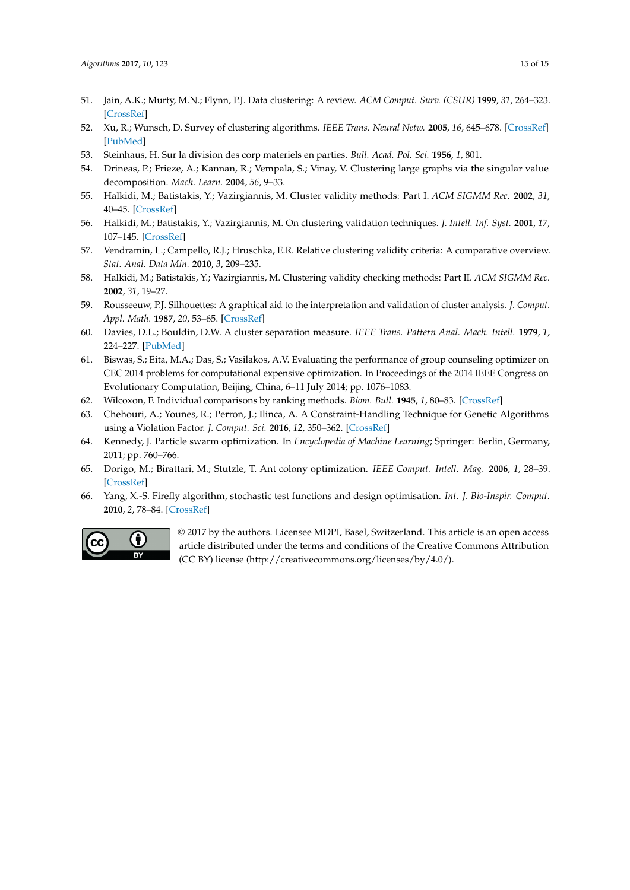51. Jain, A.K.; Murty, M.N.; Flynn, P.J. Data clustering: A review. *ACM Comput. Surv. (CSUR)* **1999**, *31*, 264–323. [CrossRef]
52. Xu, R.; Wunsch, D. Survey of clustering algorithms. *IEEE Trans. Neural Netw.* **2005**, *16*, 645–678. [CrossRef] [PubMed]
53. Steinhaus, H. Sur la division des corp materiels en parties. *Bull. Acad. Pol. Sci.* **1956**, *1*, 801.
54. Drineas, P.; Frieze, A.; Kannan, R.; Vempala, S.; Vinay, V. Clustering large graphs via the singular value decomposition. *Mach. Learn.* **2004**, *56*, 9–33.
55. Halkidi, M.; Batistakis, Y.; Vazirgiannis, M. Cluster validity methods: Part I. *ACM SIGMM Rec.* **2002**, *31*, 40–45. [CrossRef]
56. Halkidi, M.; Batistakis, Y.; Vazirgiannis, M. On clustering validation techniques. *J. Intell. Inf. Syst.* **2001**, *17*, 107–145. [CrossRef]
57. Vendramin, L.; Campello, R.J.; Hruschka, E.R. Relative clustering validity criteria: A comparative overview. *Stat. Anal. Data Min.* **2010**, *3*, 209–235.
58. Halkidi, M.; Batistakis, Y.; Vazirgiannis, M. Clustering validity checking methods: Part II. *ACM SIGMM Rec.* **2002**, *31*, 19–27.
59. Rousseeuw, P.J. Silhouettes: A graphical aid to the interpretation and validation of cluster analysis. *J. Comput. Appl. Math.* **1987**, *20*, 53–65. [CrossRef]
60. Davies, D.L.; Bouldin, D.W. A cluster separation measure. *IEEE Trans. Pattern Anal. Mach. Intell.* **1979**, *1*, 224–227. [PubMed]
61. Biswas, S.; Eita, M.A.; Das, S.; Vasilakos, A.V. Evaluating the performance of group counseling optimizer on CEC 2014 problems for computational expensive optimization. In Proceedings of the 2014 IEEE Congress on Evolutionary Computation, Beijing, China, 6–11 July 2014; pp. 1076–1083.
62. Wilcoxon, F. Individual comparisons by ranking methods. *Biom. Bull.* **1945**, *1*, 80–83. [CrossRef]
63. Chehouri, A.; Younes, R.; Perron, J.; Ilinca, A. A Constraint-Handling Technique for Genetic Algorithms using a Violation Factor. *J. Comput. Sci.* **2016**, *12*, 350–362. [CrossRef]
64. Kennedy, J. Particle swarm optimization. In *Encyclopedia of Machine Learning*; Springer: Berlin, Germany, 2011; pp. 760–766.
65. Dorigo, M.; Birattari, M.; Stutzle, T. Ant colony optimization. *IEEE Comput. Intell. Mag.* **2006**, *1*, 28–39. [CrossRef]
66. Yang, X.-S. Firefly algorithm, stochastic test functions and design optimisation. *Int. J. Bio-Inspir. Comput.* **2010**, *2*, 78–84. [CrossRef]

© 2017 by the authors. Licensee MDPI, Basel, Switzerland. This article is an open access article distributed under the terms and conditions of the Creative Commons Attribution (CC BY) license (http://creativecommons.org/licenses/by/4.0/).